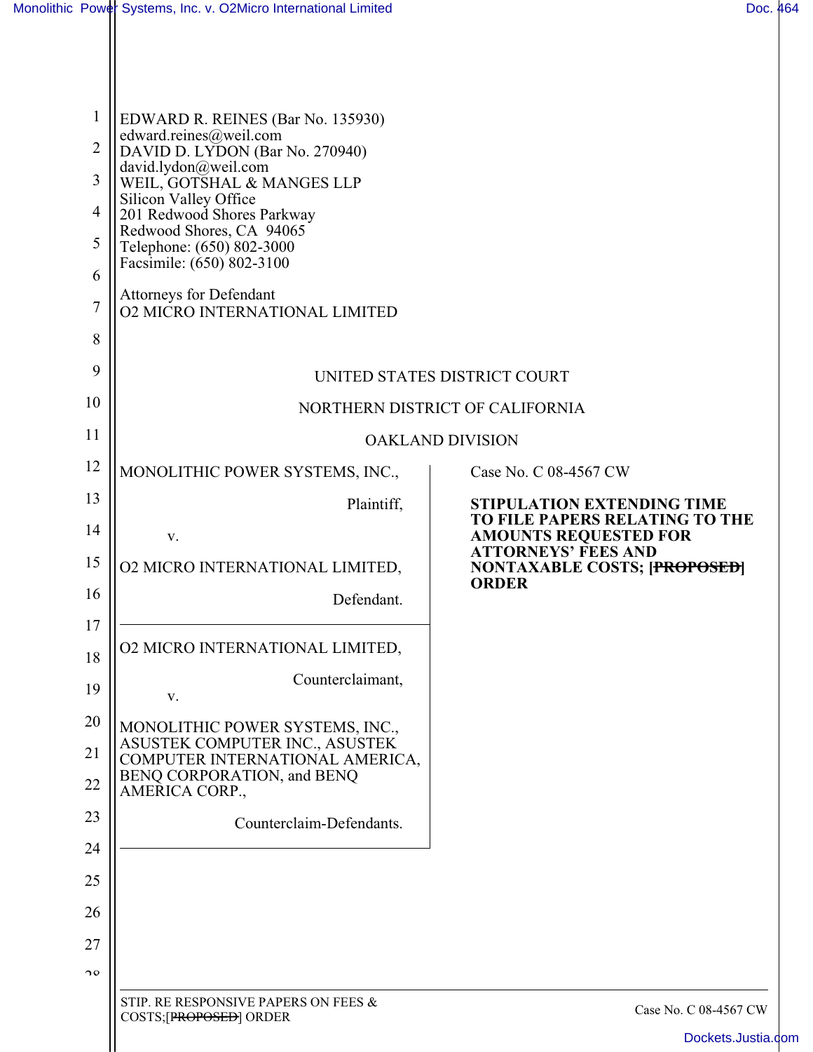EDWARD R. REINES (Bar No. 135930)
edward.reines@weil.com
DAVID D. LYDON (Bar No. 270940)
david.lydon@weil.com
WEIL, GOTSHAL & MANGES LLP
Silicon Valley Office
201 Redwood Shores Parkway
Redwood Shores, CA 94065
Telephone: (650) 802-3000
Facsimile: (650) 802-3100

Attorneys for Defendant
O2 MICRO INTERNATIONAL LIMITED

UNITED STATES DISTRICT COURT

NORTHERN DISTRICT OF CALIFORNIA

OAKLAND DIVISION

MONOLITHIC POWER SYSTEMS, INC.,

Plaintiff,

v.

O2 MICRO INTERNATIONAL LIMITED,

Defendant.

O2 MICRO INTERNATIONAL LIMITED,

Counterclaimant,

v.

MONOLITHIC POWER SYSTEMS, INC., ASUSTEK COMPUTER INC., ASUSTEK COMPUTER INTERNATIONAL AMERICA, BENQ CORPORATION, and BENQ AMERICA CORP.,

Counterclaim-Defendants.

Case No. C 08-4567 CW

**STIPULATION EXTENDING TIME TO FILE PAPERS RELATING TO THE AMOUNTS REQUESTED FOR ATTORNEYS' FEES AND NONTAXABLE COSTS; [~~PROPOSED~~] ORDER**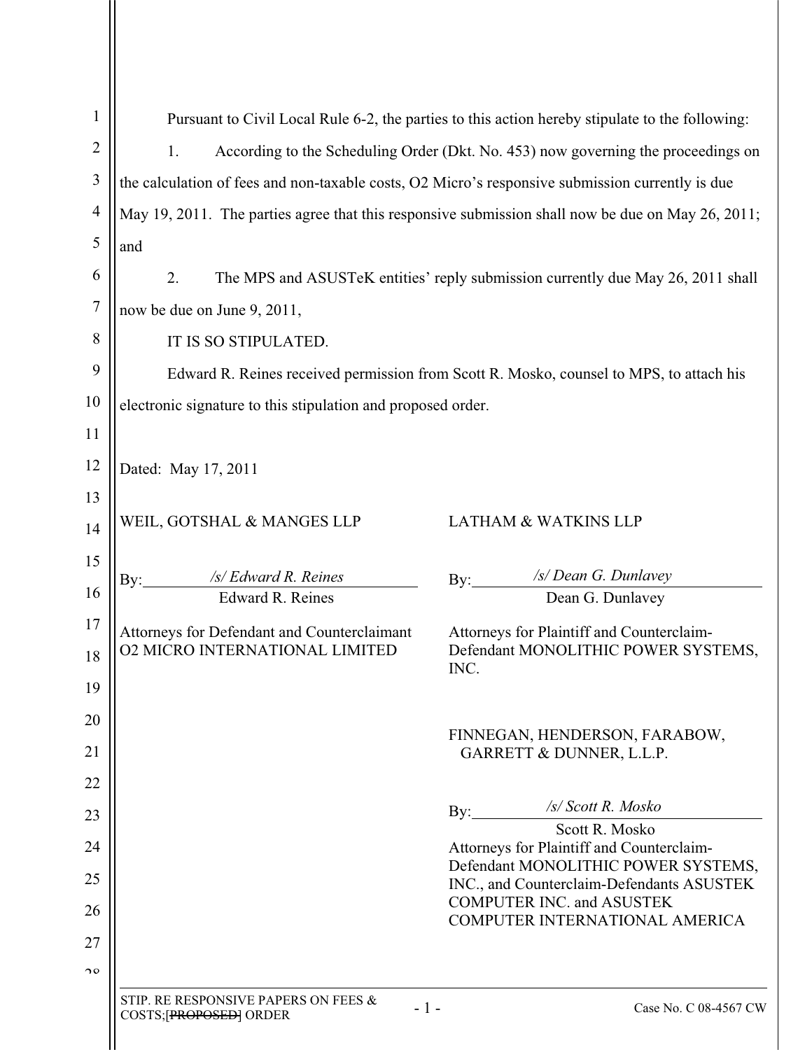Pursuant to Civil Local Rule 6-2, the parties to this action hereby stipulate to the following:

1. According to the Scheduling Order (Dkt. No. 453) now governing the proceedings on the calculation of fees and non-taxable costs, O2 Micro's responsive submission currently is due May 19, 2011. The parties agree that this responsive submission shall now be due on May 26, 2011; and

2. The MPS and ASUSTeK entities' reply submission currently due May 26, 2011 shall now be due on June 9, 2011,

IT IS SO STIPULATED.

Edward R. Reines received permission from Scott R. Mosko, counsel to MPS, to attach his electronic signature to this stipulation and proposed order.

Dated: May 17, 2011

WEIL, GOTSHAL & MANGES LLP

By: /s/ Edward R. Reines
Edward R. Reines

Attorneys for Defendant and Counterclaimant O2 MICRO INTERNATIONAL LIMITED

LATHAM & WATKINS LLP

By: /s/ Dean G. Dunlavey
Dean G. Dunlavey

Attorneys for Plaintiff and Counterclaim-Defendant MONOLITHIC POWER SYSTEMS, INC.

FINNEGAN, HENDERSON, FARABOW, GARRETT & DUNNER, L.L.P.

By: /s/ Scott R. Mosko
Scott R. Mosko

Attorneys for Plaintiff and Counterclaim-Defendant MONOLITHIC POWER SYSTEMS, INC., and Counterclaim-Defendants ASUSTEK COMPUTER INC. and ASUSTEK COMPUTER INTERNATIONAL AMERICA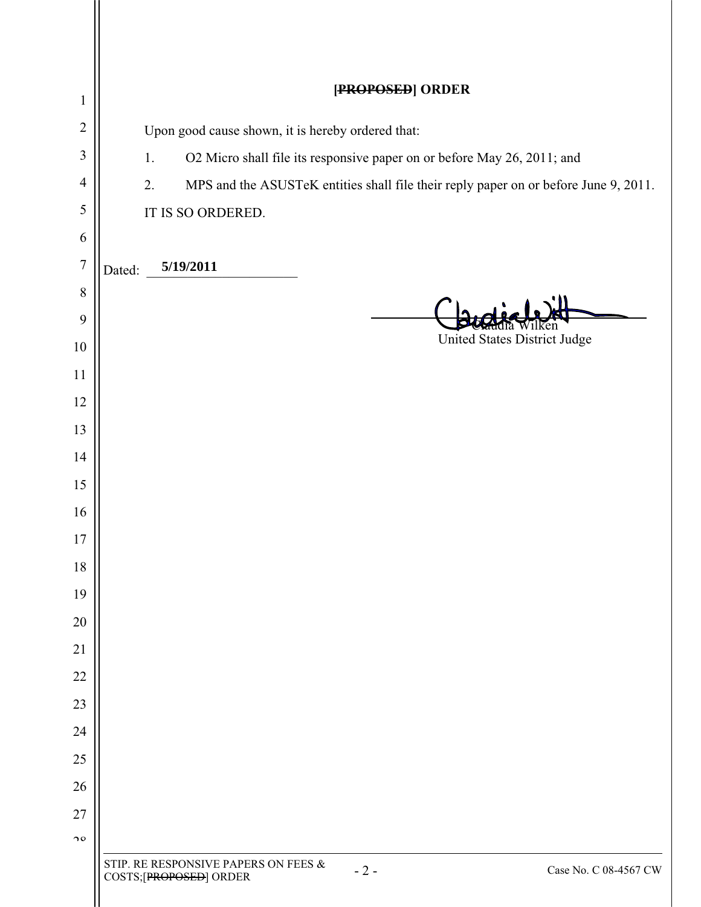**[~~PROPOSED~~] ORDER**

Upon good cause shown, it is hereby ordered that:

1. O2 Micro shall file its responsive paper on or before May 26, 2011; and

2. MPS and the ASUSTeK entities shall file their reply paper on or before June 9, 2011.

IT IS SO ORDERED.

Dated: 5/19/2011

Claudia Wilken
United States District Judge